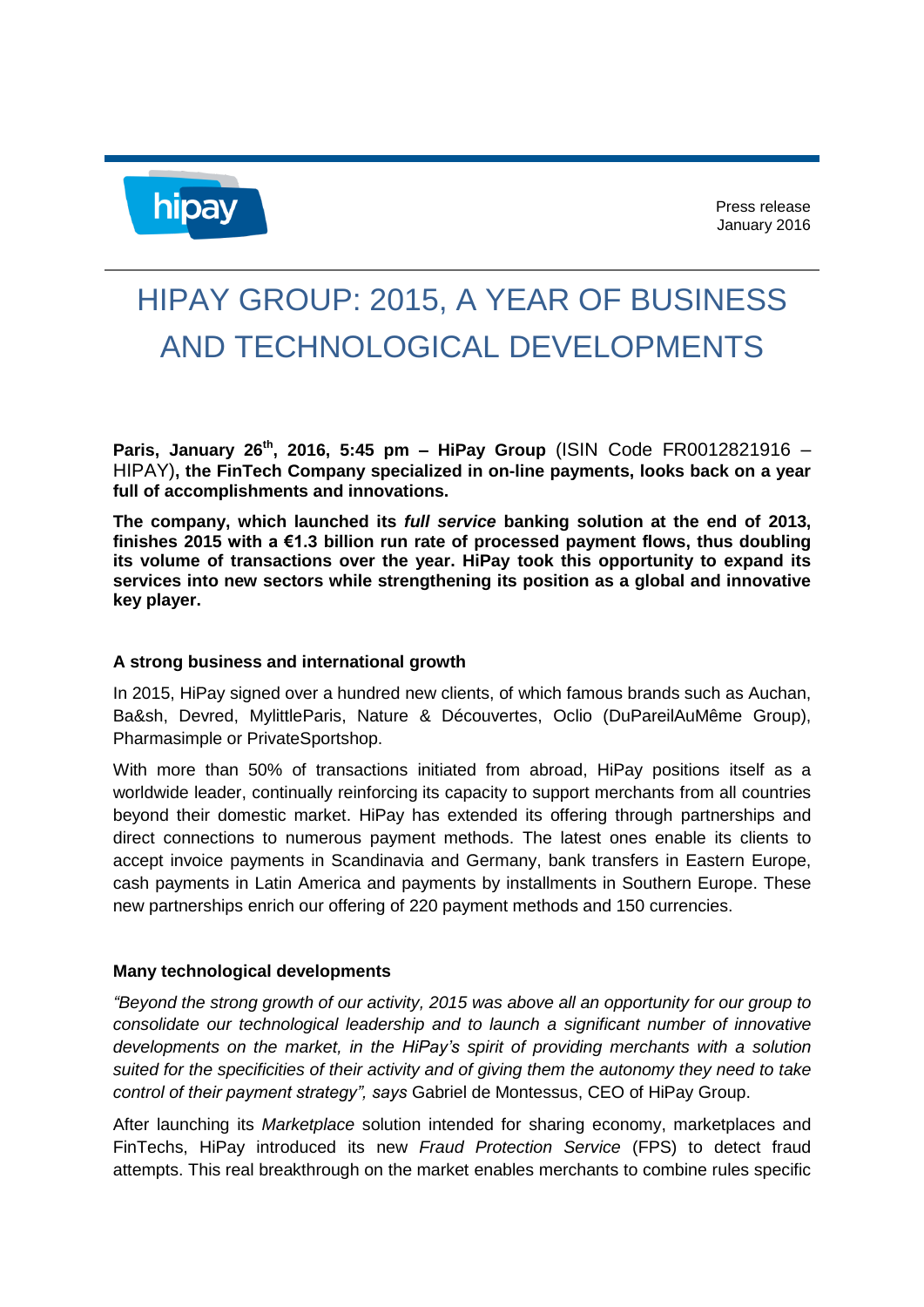Press release
January 2016

# HIPAY GROUP: 2015, A YEAR OF BUSINESS AND TECHNOLOGICAL DEVELOPMENTS

**Paris, January 26th, 2016, 5:45 pm – HiPay Group** (ISIN Code FR0012821916 – HIPAY)**, the FinTech Company specialized in on-line payments, looks back on a year full of accomplishments and innovations.**

**The company, which launched its *full service* banking solution at the end of 2013, finishes 2015 with a €1.3 billion run rate of processed payment flows, thus doubling its volume of transactions over the year. HiPay took this opportunity to expand its services into new sectors while strengthening its position as a global and innovative key player.**

### A strong business and international growth

In 2015, HiPay signed over a hundred new clients, of which famous brands such as Auchan, Ba&sh, Devred, MylittleParis, Nature & Découvertes, Oclio (DuPareilAuMême Group), Pharmasimple or PrivateSportshop.

With more than 50% of transactions initiated from abroad, HiPay positions itself as a worldwide leader, continually reinforcing its capacity to support merchants from all countries beyond their domestic market. HiPay has extended its offering through partnerships and direct connections to numerous payment methods. The latest ones enable its clients to accept invoice payments in Scandinavia and Germany, bank transfers in Eastern Europe, cash payments in Latin America and payments by installments in Southern Europe. These new partnerships enrich our offering of 220 payment methods and 150 currencies.

### Many technological developments

*"Beyond the strong growth of our activity, 2015 was above all an opportunity for our group to consolidate our technological leadership and to launch a significant number of innovative developments on the market, in the HiPay's spirit of providing merchants with a solution suited for the specificities of their activity and of giving them the autonomy they need to take control of their payment strategy", says* Gabriel de Montessus, CEO of HiPay Group.

After launching its *Marketplace* solution intended for sharing economy, marketplaces and FinTechs, HiPay introduced its new *Fraud Protection Service* (FPS) to detect fraud attempts. This real breakthrough on the market enables merchants to combine rules specific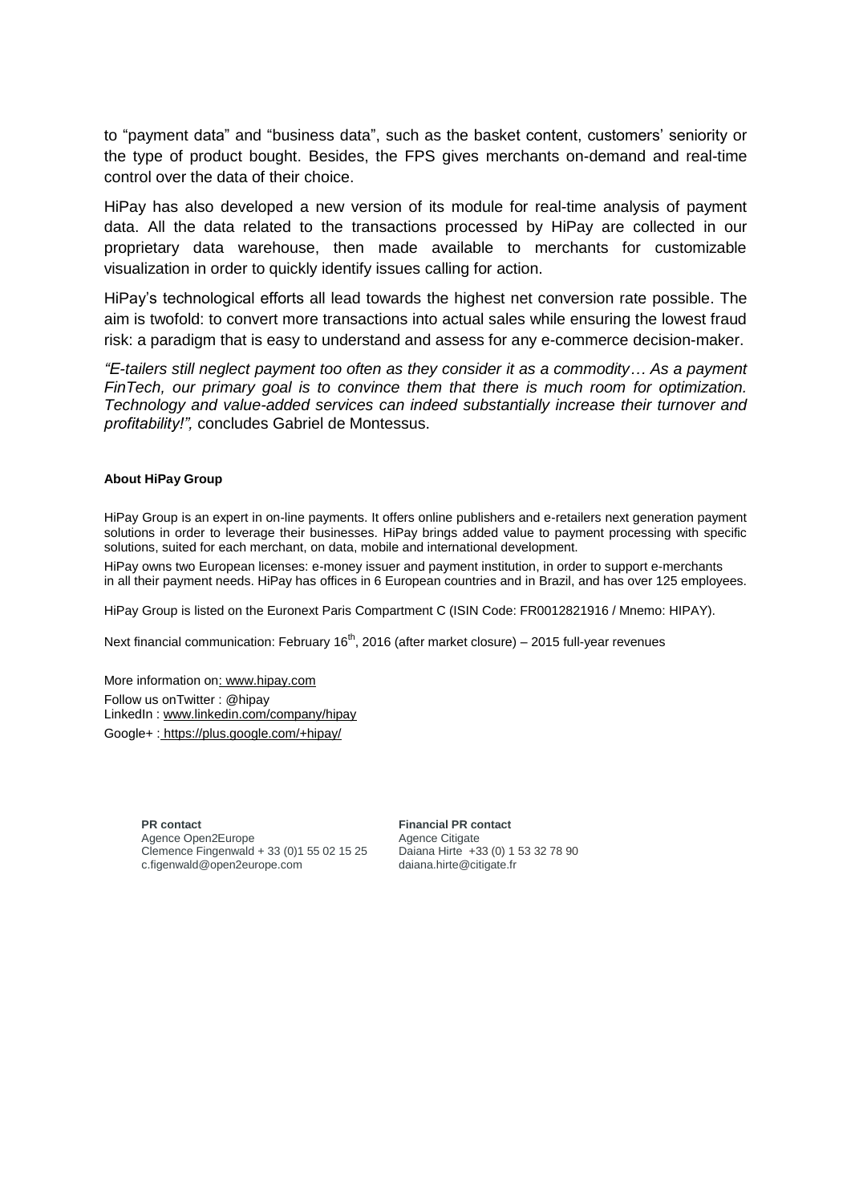to “payment data” and “business data”, such as the basket content, customers’ seniority or the type of product bought. Besides, the FPS gives merchants on-demand and real-time control over the data of their choice.

HiPay has also developed a new version of its module for real-time analysis of payment data. All the data related to the transactions processed by HiPay are collected in our proprietary data warehouse, then made available to merchants for customizable visualization in order to quickly identify issues calling for action.

HiPay’s technological efforts all lead towards the highest net conversion rate possible. The aim is twofold: to convert more transactions into actual sales while ensuring the lowest fraud risk: a paradigm that is easy to understand and assess for any e-commerce decision-maker.

*“E-tailers still neglect payment too often as they consider it as a commodity… As a payment FinTech, our primary goal is to convince them that there is much room for optimization. Technology and value-added services can indeed substantially increase their turnover and profitability!”,* concludes Gabriel de Montessus.

**About HiPay Group**

HiPay Group is an expert in on-line payments. It offers online publishers and e-retailers next generation payment solutions in order to leverage their businesses. HiPay brings added value to payment processing with specific solutions, suited for each merchant, on data, mobile and international development.

HiPay owns two European licenses: e-money issuer and payment institution, in order to support e-merchants in all their payment needs. HiPay has offices in 6 European countries and in Brazil, and has over 125 employees.

HiPay Group is listed on the Euronext Paris Compartment C (ISIN Code: FR0012821916 / Mnemo: HIPAY).

Next financial communication: February 16th, 2016 (after market closure) – 2015 full-year revenues

More information on: www.hipay.com

Follow us onTwitter : @hipay

LinkedIn : www.linkedin.com/company/hipay

Google+ : https://plus.google.com/+hipay/

**PR contact**
Agence Open2Europe
Clemence Fingenwald + 33 (0)1 55 02 15 25
c.figenwald@open2europe.com

**Financial PR contact**
Agence Citigate
Daiana Hirte +33 (0) 1 53 32 78 90
daiana.hirte@citigate.fr